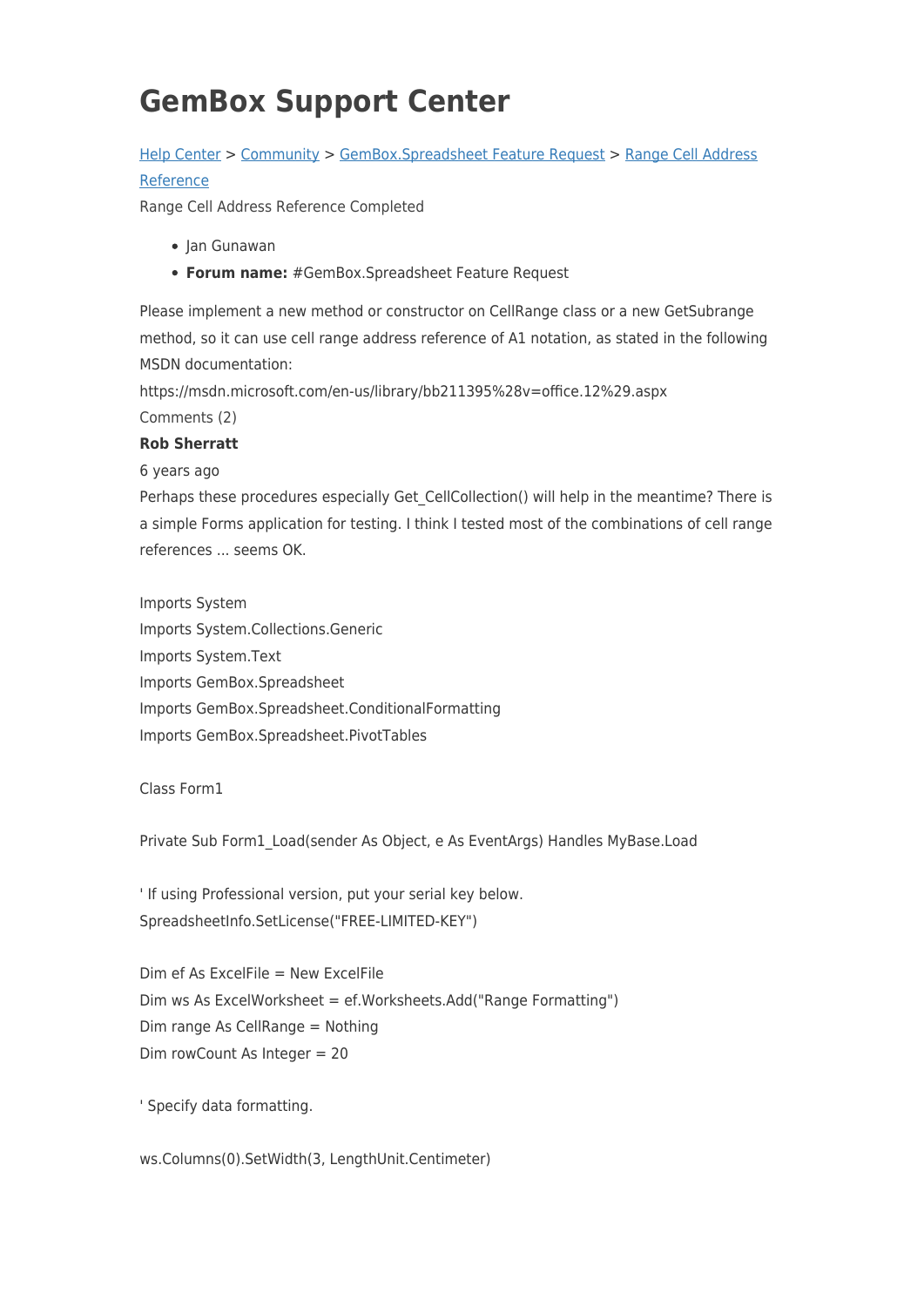# GemBox Support Center

[Help Center](#) > [Community](#) > [GemBox.Spreadsheet Feature Request](#) > [Range Cell Address Reference](#)

Range Cell Address Reference Completed

- Jan Gunawan
- **Forum name:** #GemBox.Spreadsheet Feature Request

Please implement a new method or constructor on CellRange class or a new GetSubrange method, so it can use cell range address reference of A1 notation, as stated in the following MSDN documentation:

https://msdn.microsoft.com/en-us/library/bb211395%28v=office.12%29.aspx

Comments (2)

**Rob Sherratt**

6 years ago

Perhaps these procedures especially Get_CellCollection() will help in the meantime? There is a simple Forms application for testing. I think I tested most of the combinations of cell range references ... seems OK.

```
Imports System
Imports System.Collections.Generic
Imports System.Text
Imports GemBox.Spreadsheet
Imports GemBox.Spreadsheet.ConditionalFormatting
Imports GemBox.Spreadsheet.PivotTables

Class Form1

Private Sub Form1_Load(sender As Object, e As EventArgs) Handles MyBase.Load

' If using Professional version, put your serial key below.
SpreadsheetInfo.SetLicense("FREE-LIMITED-KEY")

Dim ef As ExcelFile = New ExcelFile
Dim ws As ExcelWorksheet = ef.Worksheets.Add("Range Formatting")
Dim range As CellRange = Nothing
Dim rowCount As Integer = 20

' Specify data formatting.

ws.Columns(0).SetWidth(3, LengthUnit.Centimeter)
```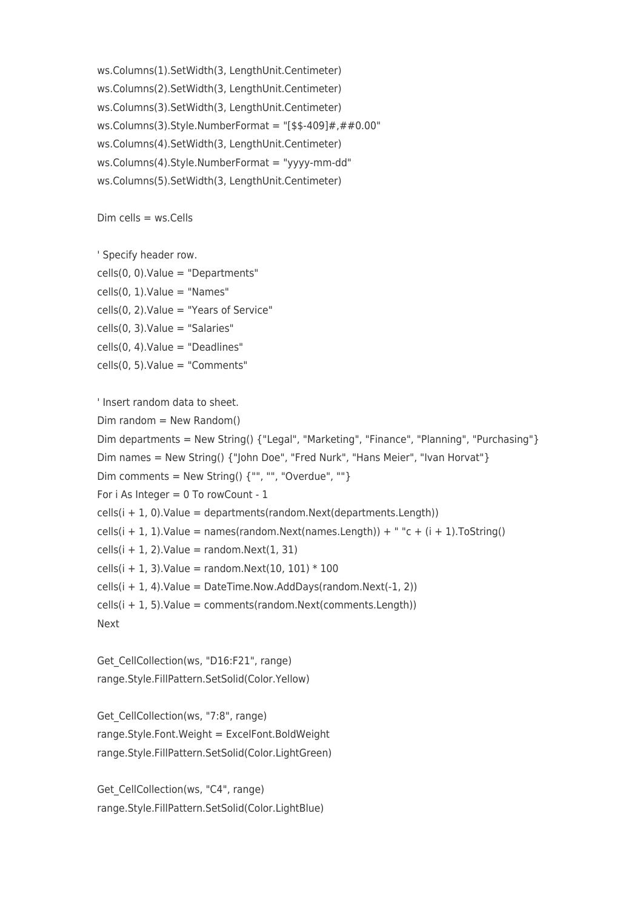```
ws.Columns(1).SetWidth(3, LengthUnit.Centimeter)
ws.Columns(2).SetWidth(3, LengthUnit.Centimeter)
ws.Columns(3).SetWidth(3, LengthUnit.Centimeter)
ws.Columns(3).Style.NumberFormat = "[$$-409]#,##0.00"
ws.Columns(4).SetWidth(3, LengthUnit.Centimeter)
ws.Columns(4).Style.NumberFormat = "yyyy-mm-dd"
ws.Columns(5).SetWidth(3, LengthUnit.Centimeter)

Dim cells = ws.Cells

' Specify header row.
cells(0, 0).Value = "Departments"
cells(0, 1).Value = "Names"
cells(0, 2).Value = "Years of Service"
cells(0, 3).Value = "Salaries"
cells(0, 4).Value = "Deadlines"
cells(0, 5).Value = "Comments"

' Insert random data to sheet.
Dim random = New Random()
Dim departments = New String() {"Legal", "Marketing", "Finance", "Planning", "Purchasing"}
Dim names = New String() {"John Doe", "Fred Nurk", "Hans Meier", "Ivan Horvat"}
Dim comments = New String() {"", "", "Overdue", ""}
For i As Integer = 0 To rowCount - 1
cells(i + 1, 0).Value = departments(random.Next(departments.Length))
cells(i + 1, 1).Value = names(random.Next(names.Length)) + " "c + (i + 1).ToString()
cells(i + 1, 2).Value = random.Next(1, 31)
cells(i + 1, 3).Value = random.Next(10, 101) * 100
cells(i + 1, 4).Value = DateTime.Now.AddDays(random.Next(-1, 2))
cells(i + 1, 5).Value = comments(random.Next(comments.Length))
Next

Get_CellCollection(ws, "D16:F21", range)
range.Style.FillPattern.SetSolid(Color.Yellow)

Get_CellCollection(ws, "7:8", range)
range.Style.Font.Weight = ExcelFont.BoldWeight
range.Style.FillPattern.SetSolid(Color.LightGreen)

Get_CellCollection(ws, "C4", range)
range.Style.FillPattern.SetSolid(Color.LightBlue)
```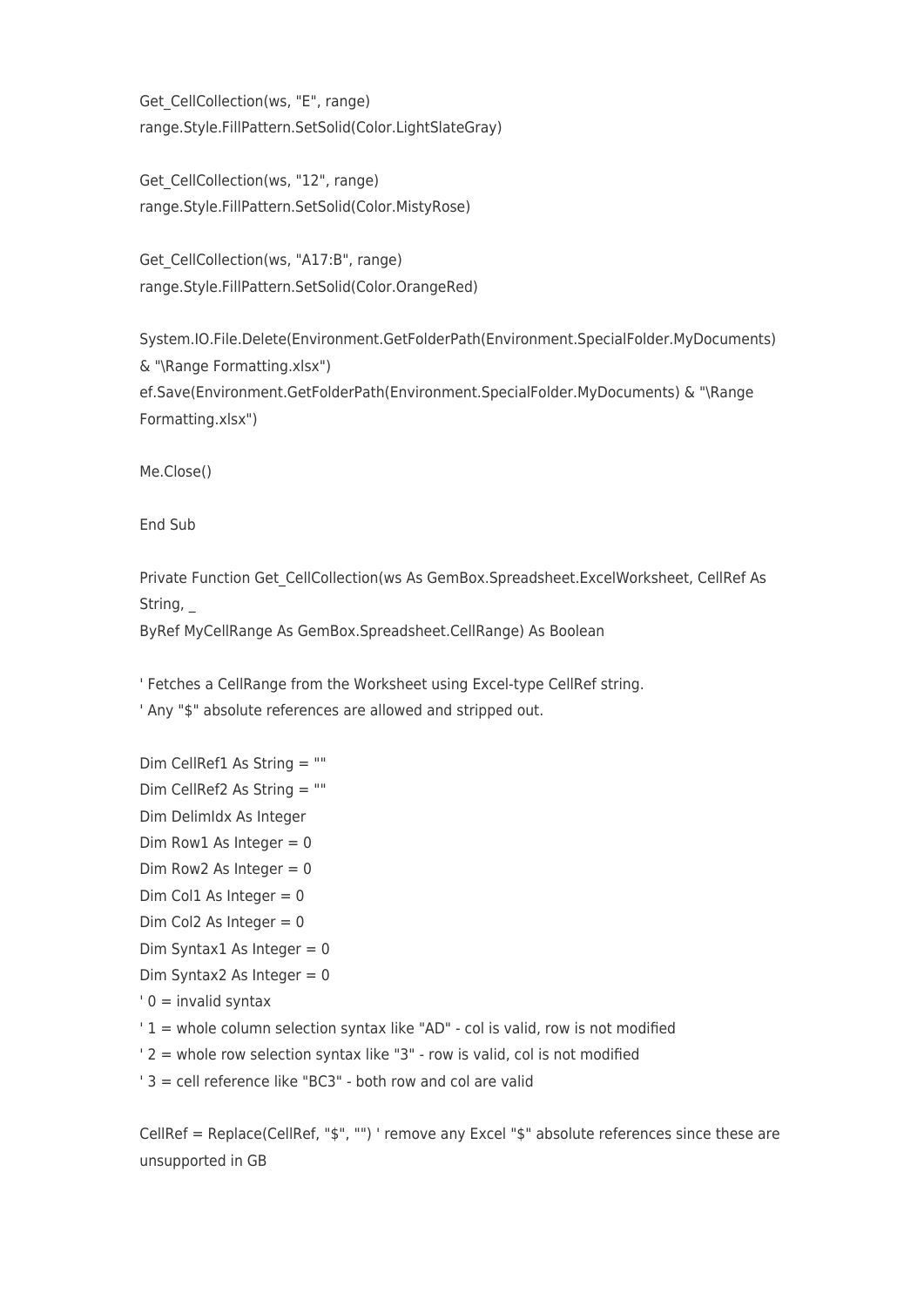```
Get_CellCollection(ws, "E", range)
range.Style.FillPattern.SetSolid(Color.LightSlateGray)

Get_CellCollection(ws, "12", range)
range.Style.FillPattern.SetSolid(Color.MistyRose)

Get_CellCollection(ws, "A17:B", range)
range.Style.FillPattern.SetSolid(Color.OrangeRed)

System.IO.File.Delete(Environment.GetFolderPath(Environment.SpecialFolder.MyDocuments)
& "\Range Formatting.xlsx")
ef.Save(Environment.GetFolderPath(Environment.SpecialFolder.MyDocuments) & "\Range
Formatting.xlsx")

Me.Close()

End Sub

Private Function Get_CellCollection(ws As GemBox.Spreadsheet.ExcelWorksheet, CellRef As
String, _
ByRef MyCellRange As GemBox.Spreadsheet.CellRange) As Boolean

' Fetches a CellRange from the Worksheet using Excel-type CellRef string.
' Any "$" absolute references are allowed and stripped out.

Dim CellRef1 As String = ""
Dim CellRef2 As String = ""
Dim DelimIdx As Integer
Dim Row1 As Integer = 0
Dim Row2 As Integer = 0
Dim Col1 As Integer = 0
Dim Col2 As Integer = 0
Dim Syntax1 As Integer = 0
Dim Syntax2 As Integer = 0
' 0 = invalid syntax
' 1 = whole column selection syntax like "AD" - col is valid, row is not modified
' 2 = whole row selection syntax like "3" - row is valid, col is not modified
' 3 = cell reference like "BC3" - both row and col are valid

CellRef = Replace(CellRef, "$", "") ' remove any Excel "$" absolute references since these are
unsupported in GB
```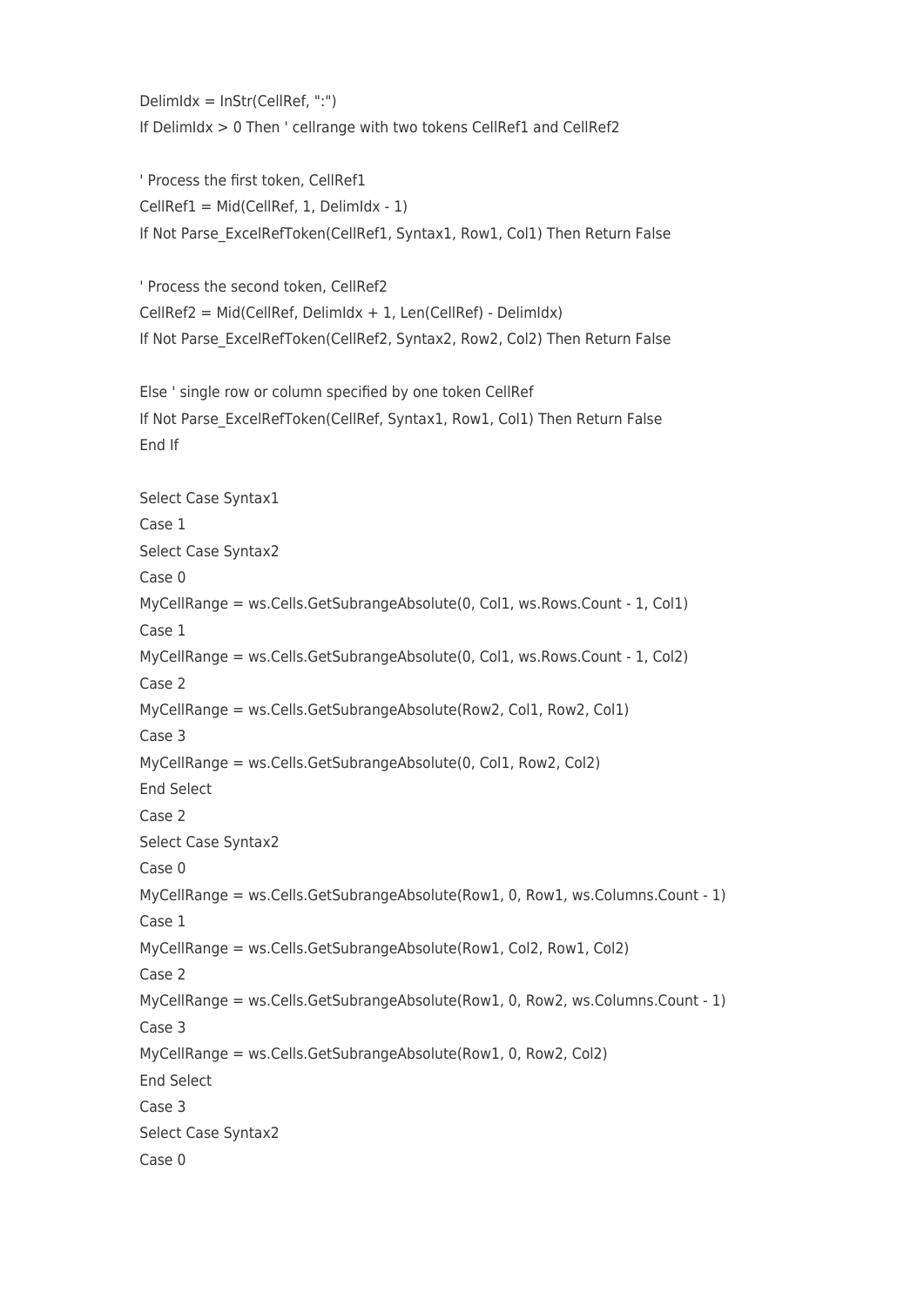```
DelimIdx = InStr(CellRef, ":")
If DelimIdx > 0 Then ' cellrange with two tokens CellRef1 and CellRef2

' Process the first token, CellRef1
CellRef1 = Mid(CellRef, 1, DelimIdx - 1)
If Not Parse_ExcelRefToken(CellRef1, Syntax1, Row1, Col1) Then Return False

' Process the second token, CellRef2
CellRef2 = Mid(CellRef, DelimIdx + 1, Len(CellRef) - DelimIdx)
If Not Parse_ExcelRefToken(CellRef2, Syntax2, Row2, Col2) Then Return False

Else ' single row or column specified by one token CellRef
If Not Parse_ExcelRefToken(CellRef, Syntax1, Row1, Col1) Then Return False
End If

Select Case Syntax1
Case 1
Select Case Syntax2
Case 0
MyCellRange = ws.Cells.GetSubrangeAbsolute(0, Col1, ws.Rows.Count - 1, Col1)
Case 1
MyCellRange = ws.Cells.GetSubrangeAbsolute(0, Col1, ws.Rows.Count - 1, Col2)
Case 2
MyCellRange = ws.Cells.GetSubrangeAbsolute(Row2, Col1, Row2, Col1)
Case 3
MyCellRange = ws.Cells.GetSubrangeAbsolute(0, Col1, Row2, Col2)
End Select
Case 2
Select Case Syntax2
Case 0
MyCellRange = ws.Cells.GetSubrangeAbsolute(Row1, 0, Row1, ws.Columns.Count - 1)
Case 1
MyCellRange = ws.Cells.GetSubrangeAbsolute(Row1, Col2, Row1, Col2)
Case 2
MyCellRange = ws.Cells.GetSubrangeAbsolute(Row1, 0, Row2, ws.Columns.Count - 1)
Case 3
MyCellRange = ws.Cells.GetSubrangeAbsolute(Row1, 0, Row2, Col2)
End Select
Case 3
Select Case Syntax2
Case 0
```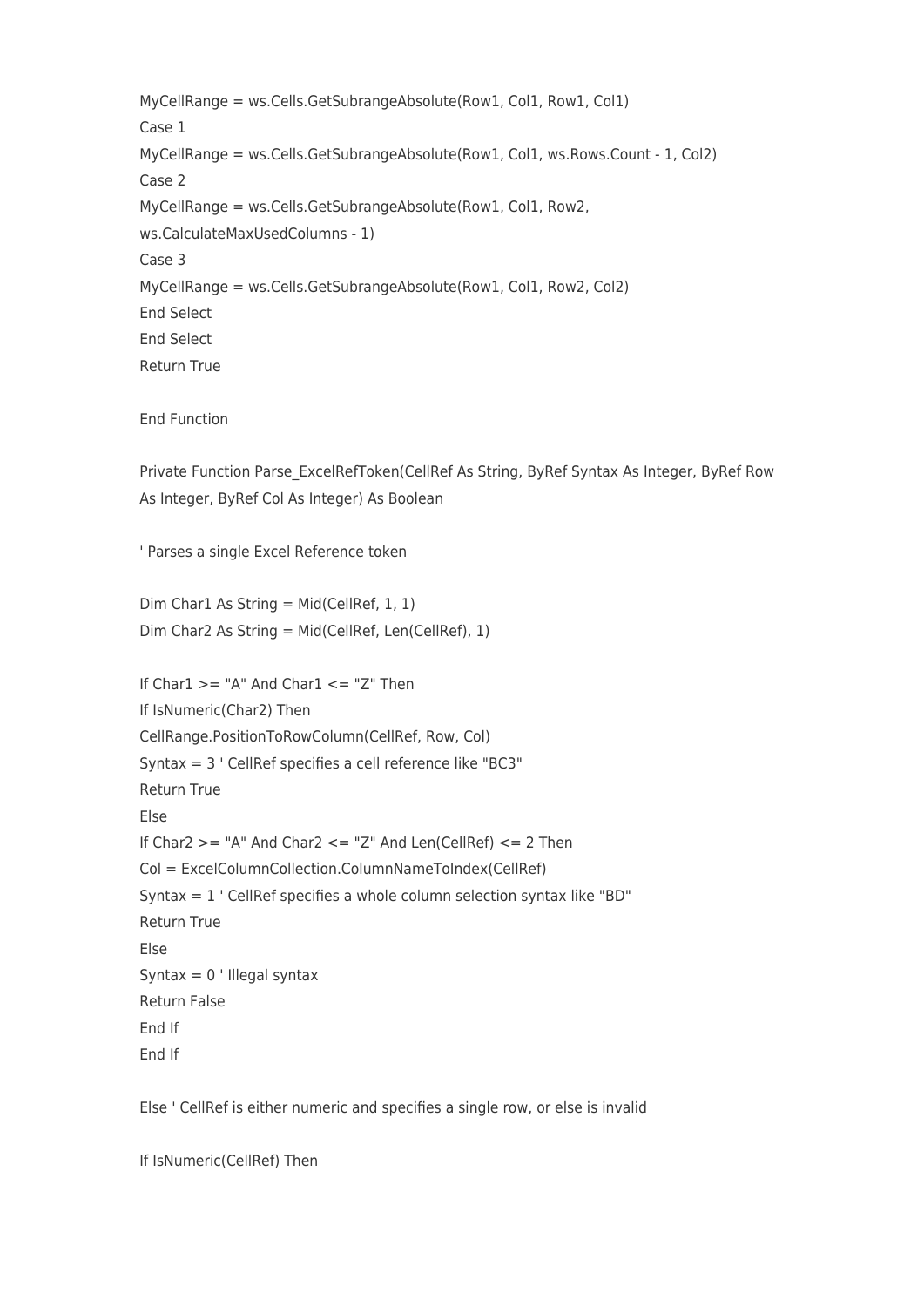```
MyCellRange = ws.Cells.GetSubrangeAbsolute(Row1, Col1, Row1, Col1)
Case 1
MyCellRange = ws.Cells.GetSubrangeAbsolute(Row1, Col1, ws.Rows.Count - 1, Col2)
Case 2
MyCellRange = ws.Cells.GetSubrangeAbsolute(Row1, Col1, Row2,
ws.CalculateMaxUsedColumns - 1)
Case 3
MyCellRange = ws.Cells.GetSubrangeAbsolute(Row1, Col1, Row2, Col2)
End Select
End Select
Return True

End Function

Private Function Parse_ExcelRefToken(CellRef As String, ByRef Syntax As Integer, ByRef Row
As Integer, ByRef Col As Integer) As Boolean

' Parses a single Excel Reference token

Dim Char1 As String = Mid(CellRef, 1, 1)
Dim Char2 As String = Mid(CellRef, Len(CellRef), 1)

If Char1 >= "A" And Char1 <= "Z" Then
If IsNumeric(Char2) Then
CellRange.PositionToRowColumn(CellRef, Row, Col)
Syntax = 3 ' CellRef specifies a cell reference like "BC3"
Return True
Else
If Char2 >= "A" And Char2 <= "Z" And Len(CellRef) <= 2 Then
Col = ExcelColumnCollection.ColumnNameToIndex(CellRef)
Syntax = 1 ' CellRef specifies a whole column selection syntax like "BD"
Return True
Else
Syntax = 0 ' Illegal syntax
Return False
End If
End If

Else ' CellRef is either numeric and specifies a single row, or else is invalid

If IsNumeric(CellRef) Then
```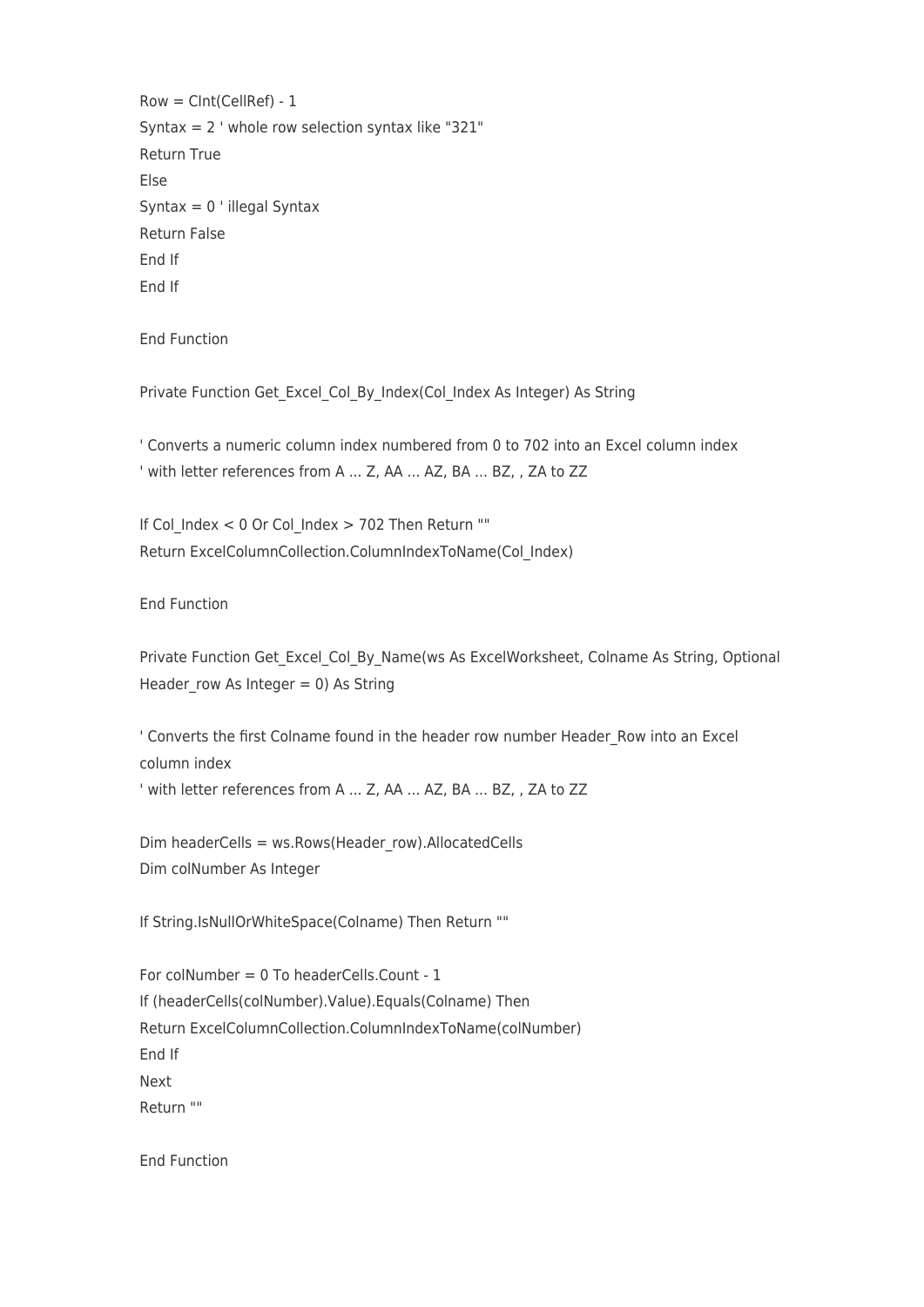```
Row = CInt(CellRef) - 1
Syntax = 2 ' whole row selection syntax like "321"
Return True
Else
Syntax = 0 ' illegal Syntax
Return False
End If
End If

End Function

Private Function Get_Excel_Col_By_Index(Col_Index As Integer) As String

' Converts a numeric column index numbered from 0 to 702 into an Excel column index
' with letter references from A ... Z, AA ... AZ, BA ... BZ, , ZA to ZZ

If Col_Index < 0 Or Col_Index > 702 Then Return ""
Return ExcelColumnCollection.ColumnIndexToName(Col_Index)

End Function

Private Function Get_Excel_Col_By_Name(ws As ExcelWorksheet, Colname As String, Optional
Header_row As Integer = 0) As String

' Converts the first Colname found in the header row number Header_Row into an Excel
column index
' with letter references from A ... Z, AA ... AZ, BA ... BZ, , ZA to ZZ

Dim headerCells = ws.Rows(Header_row).AllocatedCells
Dim colNumber As Integer

If String.IsNullOrWhiteSpace(Colname) Then Return ""

For colNumber = 0 To headerCells.Count - 1
If (headerCells(colNumber).Value).Equals(Colname) Then
Return ExcelColumnCollection.ColumnIndexToName(colNumber)
End If
Next
Return ""

End Function
```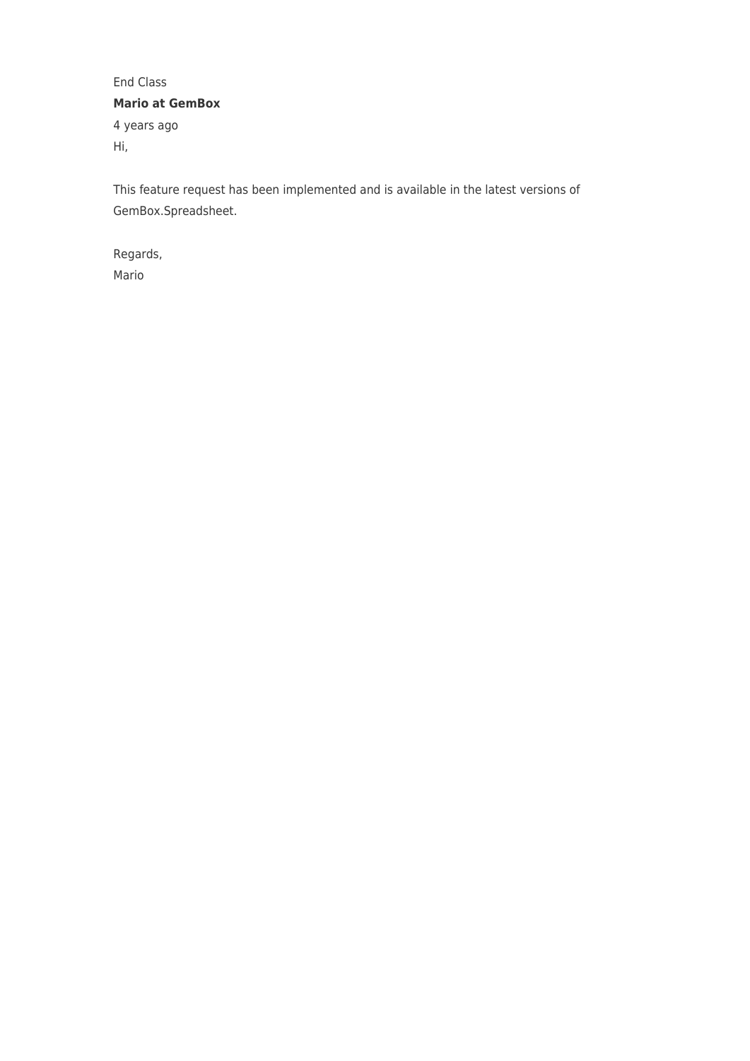End Class

**Mario at GemBox**

4 years ago

Hi,

This feature request has been implemented and is available in the latest versions of GemBox.Spreadsheet.

Regards,
Mario